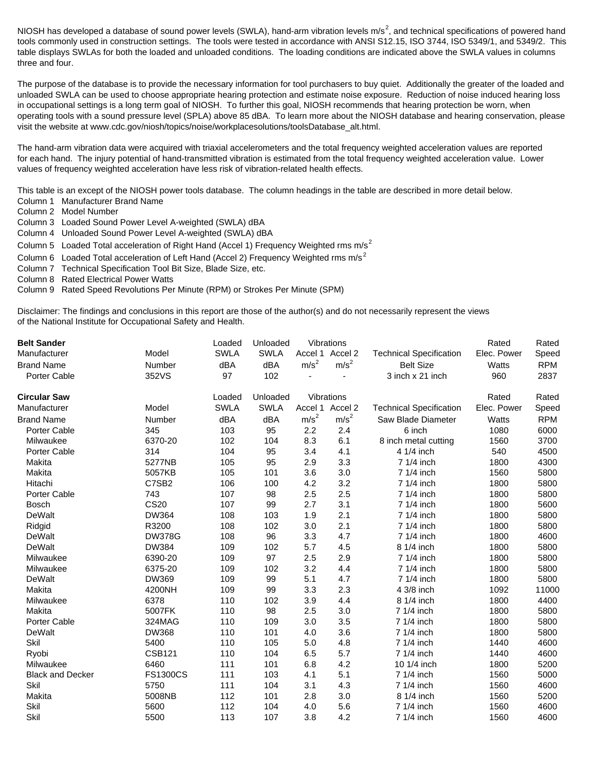NIOSH has developed a database of sound power levels (SWLA), hand-arm vibration levels m/s$^2$, and technical specifications of powered hand tools commonly used in construction settings. The tools were tested in accordance with ANSI S12.15, ISO 3744, ISO 5349/1, and 5349/2. This table displays SWLAs for both the loaded and unloaded conditions. The loading conditions are indicated above the SWLA values in columns three and four.

The purpose of the database is to provide the necessary information for tool purchasers to buy quiet. Additionally the greater of the loaded and unloaded SWLA can be used to choose appropriate hearing protection and estimate noise exposure. Reduction of noise induced hearing loss in occupational settings is a long term goal of NIOSH. To further this goal, NIOSH recommends that hearing protection be worn, when operating tools with a sound pressure level (SPLA) above 85 dBA. To learn more about the NIOSH database and hearing conservation, please visit the website at www.cdc.gov/niosh/topics/noise/workplacesolutions/toolsDatabase_alt.html.

The hand-arm vibration data were acquired with triaxial accelerometers and the total frequency weighted acceleration values are reported for each hand. The injury potential of hand-transmitted vibration is estimated from the total frequency weighted acceleration value. Lower values of frequency weighted acceleration have less risk of vibration-related health effects.

This table is an except of the NIOSH power tools database. The column headings in the table are described in more detail below.

Column 1 Manufacturer Brand Name
Column 2 Model Number
Column 3 Loaded Sound Power Level A-weighted (SWLA) dBA
Column 4 Unloaded Sound Power Level A-weighted (SWLA) dBA
Column 5 Loaded Total acceleration of Right Hand (Accel 1) Frequency Weighted rms m/s$^2$
Column 6 Loaded Total acceleration of Left Hand (Accel 2) Frequency Weighted rms m/s$^2$
Column 7 Technical Specification Tool Bit Size, Blade Size, etc.
Column 8 Rated Electrical Power Watts
Column 9 Rated Speed Revolutions Per Minute (RPM) or Strokes Per Minute (SPM)

Disclaimer: The findings and conclusions in this report are those of the author(s) and do not necessarily represent the views of the National Institute for Occupational Safety and Health.

| **Belt Sander** | | Loaded | Unloaded | Vibrations | | | Rated | Rated |
|---|---|---|---|---|---|---|---|---|
| Manufacturer | Model | SWLA | SWLA | Accel 1 | Accel 2 | Technical Specification | Elec. Power | Speed |
| Brand Name | Number | dBA | dBA | m/s$^2$ | m/s$^2$ | Belt Size | Watts | RPM |
| Porter Cable | 352VS | 97 | 102 | - | - | 3 inch x 21 inch | 960 | 2837 |

| **Circular Saw** | | Loaded | Unloaded | Vibrations | | | Rated | Rated |
|---|---|---|---|---|---|---|---|---|
| Manufacturer | Model | SWLA | SWLA | Accel 1 | Accel 2 | Technical Specification | Elec. Power | Speed |
| Brand Name | Number | dBA | dBA | m/s$^2$ | m/s$^2$ | Saw Blade Diameter | Watts | RPM |
| Porter Cable | 345 | 103 | 95 | 2.2 | 2.4 | 6 inch | 1080 | 6000 |
| Milwaukee | 6370-20 | 102 | 104 | 8.3 | 6.1 | 8 inch metal cutting | 1560 | 3700 |
| Porter Cable | 314 | 104 | 95 | 3.4 | 4.1 | 4 1/4 inch | 540 | 4500 |
| Makita | 5277NB | 105 | 95 | 2.9 | 3.3 | 7 1/4 inch | 1800 | 4300 |
| Makita | 5057KB | 105 | 101 | 3.6 | 3.0 | 7 1/4 inch | 1560 | 5800 |
| Hitachi | C7SB2 | 106 | 100 | 4.2 | 3.2 | 7 1/4 inch | 1800 | 5800 |
| Porter Cable | 743 | 107 | 98 | 2.5 | 2.5 | 7 1/4 inch | 1800 | 5800 |
| Bosch | CS20 | 107 | 99 | 2.7 | 3.1 | 7 1/4 inch | 1800 | 5600 |
| DeWalt | DW364 | 108 | 103 | 1.9 | 2.1 | 7 1/4 inch | 1800 | 5800 |
| Ridgid | R3200 | 108 | 102 | 3.0 | 2.1 | 7 1/4 inch | 1800 | 5800 |
| DeWalt | DW378G | 108 | 96 | 3.3 | 4.7 | 7 1/4 inch | 1800 | 4600 |
| DeWalt | DW384 | 109 | 102 | 5.7 | 4.5 | 8 1/4 inch | 1800 | 5800 |
| Milwaukee | 6390-20 | 109 | 97 | 2.5 | 2.9 | 7 1/4 inch | 1800 | 5800 |
| Milwaukee | 6375-20 | 109 | 102 | 3.2 | 4.4 | 7 1/4 inch | 1800 | 5800 |
| DeWalt | DW369 | 109 | 99 | 5.1 | 4.7 | 7 1/4 inch | 1800 | 5800 |
| Makita | 4200NH | 109 | 99 | 3.3 | 2.3 | 4 3/8 inch | 1092 | 11000 |
| Milwaukee | 6378 | 110 | 102 | 3.9 | 4.4 | 8 1/4 inch | 1800 | 4400 |
| Makita | 5007FK | 110 | 98 | 2.5 | 3.0 | 7 1/4 inch | 1800 | 5800 |
| Porter Cable | 324MAG | 110 | 109 | 3.0 | 3.5 | 7 1/4 inch | 1800 | 5800 |
| DeWalt | DW368 | 110 | 101 | 4.0 | 3.6 | 7 1/4 inch | 1800 | 5800 |
| Skil | 5400 | 110 | 105 | 5.0 | 4.8 | 7 1/4 inch | 1440 | 4600 |
| Ryobi | CSB121 | 110 | 104 | 6.5 | 5.7 | 7 1/4 inch | 1440 | 4600 |
| Milwaukee | 6460 | 111 | 101 | 6.8 | 4.2 | 10 1/4 inch | 1800 | 5200 |
| Black and Decker | FS1300CS | 111 | 103 | 4.1 | 5.1 | 7 1/4 inch | 1560 | 5000 |
| Skil | 5750 | 111 | 104 | 3.1 | 4.3 | 7 1/4 inch | 1560 | 4600 |
| Makita | 5008NB | 112 | 101 | 2.8 | 3.0 | 8 1/4 inch | 1560 | 5200 |
| Skil | 5600 | 112 | 104 | 4.0 | 5.6 | 7 1/4 inch | 1560 | 4600 |
| Skil | 5500 | 113 | 107 | 3.8 | 4.2 | 7 1/4 inch | 1560 | 4600 |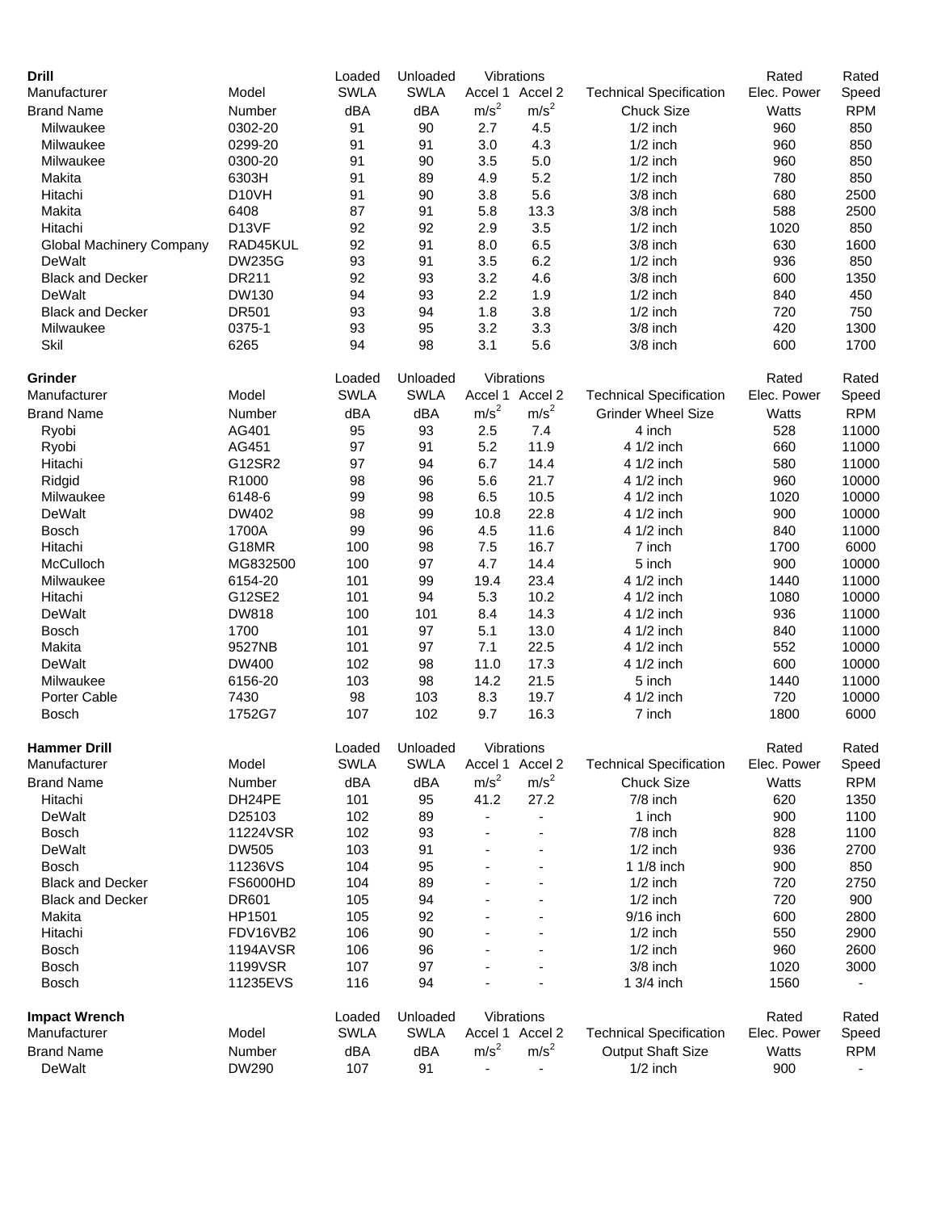| **Drill** | | Loaded | Unloaded | Vibrations | | | Rated | Rated |
|---|---|---|---|---|---|---|---|---|
| Manufacturer | Model | SWLA | SWLA | Accel 1 | Accel 2 | Technical Specification | Elec. Power | Speed |
| Brand Name | Number | dBA | dBA | $m/s^2$ | $m/s^2$ | Chuck Size | Watts | RPM |
| Milwaukee | 0302-20 | 91 | 90 | 2.7 | 4.5 | 1/2 inch | 960 | 850 |
| Milwaukee | 0299-20 | 91 | 91 | 3.0 | 4.3 | 1/2 inch | 960 | 850 |
| Milwaukee | 0300-20 | 91 | 90 | 3.5 | 5.0 | 1/2 inch | 960 | 850 |
| Makita | 6303H | 91 | 89 | 4.9 | 5.2 | 1/2 inch | 780 | 850 |
| Hitachi | D10VH | 91 | 90 | 3.8 | 5.6 | 3/8 inch | 680 | 2500 |
| Makita | 6408 | 87 | 91 | 5.8 | 13.3 | 3/8 inch | 588 | 2500 |
| Hitachi | D13VF | 92 | 92 | 2.9 | 3.5 | 1/2 inch | 1020 | 850 |
| Global Machinery Company | RAD45KUL | 92 | 91 | 8.0 | 6.5 | 3/8 inch | 630 | 1600 |
| DeWalt | DW235G | 93 | 91 | 3.5 | 6.2 | 1/2 inch | 936 | 850 |
| Black and Decker | DR211 | 92 | 93 | 3.2 | 4.6 | 3/8 inch | 600 | 1350 |
| DeWalt | DW130 | 94 | 93 | 2.2 | 1.9 | 1/2 inch | 840 | 450 |
| Black and Decker | DR501 | 93 | 94 | 1.8 | 3.8 | 1/2 inch | 720 | 750 |
| Milwaukee | 0375-1 | 93 | 95 | 3.2 | 3.3 | 3/8 inch | 420 | 1300 |
| Skil | 6265 | 94 | 98 | 3.1 | 5.6 | 3/8 inch | 600 | 1700 |

| **Grinder** | | Loaded | Unloaded | Vibrations | | | Rated | Rated |
|---|---|---|---|---|---|---|---|---|
| Manufacturer | Model | SWLA | SWLA | Accel 1 | Accel 2 | Technical Specification | Elec. Power | Speed |
| Brand Name | Number | dBA | dBA | $m/s^2$ | $m/s^2$ | Grinder Wheel Size | Watts | RPM |
| Ryobi | AG401 | 95 | 93 | 2.5 | 7.4 | 4 inch | 528 | 11000 |
| Ryobi | AG451 | 97 | 91 | 5.2 | 11.9 | 4 1/2 inch | 660 | 11000 |
| Hitachi | G12SR2 | 97 | 94 | 6.7 | 14.4 | 4 1/2 inch | 580 | 11000 |
| Ridgid | R1000 | 98 | 96 | 5.6 | 21.7 | 4 1/2 inch | 960 | 10000 |
| Milwaukee | 6148-6 | 99 | 98 | 6.5 | 10.5 | 4 1/2 inch | 1020 | 10000 |
| DeWalt | DW402 | 98 | 99 | 10.8 | 22.8 | 4 1/2 inch | 900 | 10000 |
| Bosch | 1700A | 99 | 96 | 4.5 | 11.6 | 4 1/2 inch | 840 | 11000 |
| Hitachi | G18MR | 100 | 98 | 7.5 | 16.7 | 7 inch | 1700 | 6000 |
| McCulloch | MG832500 | 100 | 97 | 4.7 | 14.4 | 5 inch | 900 | 10000 |
| Milwaukee | 6154-20 | 101 | 99 | 19.4 | 23.4 | 4 1/2 inch | 1440 | 11000 |
| Hitachi | G12SE2 | 101 | 94 | 5.3 | 10.2 | 4 1/2 inch | 1080 | 10000 |
| DeWalt | DW818 | 100 | 101 | 8.4 | 14.3 | 4 1/2 inch | 936 | 11000 |
| Bosch | 1700 | 101 | 97 | 5.1 | 13.0 | 4 1/2 inch | 840 | 11000 |
| Makita | 9527NB | 101 | 97 | 7.1 | 22.5 | 4 1/2 inch | 552 | 10000 |
| DeWalt | DW400 | 102 | 98 | 11.0 | 17.3 | 4 1/2 inch | 600 | 10000 |
| Milwaukee | 6156-20 | 103 | 98 | 14.2 | 21.5 | 5 inch | 1440 | 11000 |
| Porter Cable | 7430 | 98 | 103 | 8.3 | 19.7 | 4 1/2 inch | 720 | 10000 |
| Bosch | 1752G7 | 107 | 102 | 9.7 | 16.3 | 7 inch | 1800 | 6000 |

| **Hammer Drill** | | Loaded | Unloaded | Vibrations | | | Rated | Rated |
|---|---|---|---|---|---|---|---|---|
| Manufacturer | Model | SWLA | SWLA | Accel 1 | Accel 2 | Technical Specification | Elec. Power | Speed |
| Brand Name | Number | dBA | dBA | $m/s^2$ | $m/s^2$ | Chuck Size | Watts | RPM |
| Hitachi | DH24PE | 101 | 95 | 41.2 | 27.2 | 7/8 inch | 620 | 1350 |
| DeWalt | D25103 | 102 | 89 | - | - | 1 inch | 900 | 1100 |
| Bosch | 11224VSR | 102 | 93 | - | - | 7/8 inch | 828 | 1100 |
| DeWalt | DW505 | 103 | 91 | - | - | 1/2 inch | 936 | 2700 |
| Bosch | 11236VS | 104 | 95 | - | - | 1 1/8 inch | 900 | 850 |
| Black and Decker | FS6000HD | 104 | 89 | - | - | 1/2 inch | 720 | 2750 |
| Black and Decker | DR601 | 105 | 94 | - | - | 1/2 inch | 720 | 900 |
| Makita | HP1501 | 105 | 92 | - | - | 9/16 inch | 600 | 2800 |
| Hitachi | FDV16VB2 | 106 | 90 | - | - | 1/2 inch | 550 | 2900 |
| Bosch | 1194AVSR | 106 | 96 | - | - | 1/2 inch | 960 | 2600 |
| Bosch | 1199VSR | 107 | 97 | - | - | 3/8 inch | 1020 | 3000 |
| Bosch | 11235EVS | 116 | 94 | - | - | 1 3/4 inch | 1560 | - |

| **Impact Wrench** | | Loaded | Unloaded | Vibrations | | | Rated | Rated |
|---|---|---|---|---|---|---|---|---|
| Manufacturer | Model | SWLA | SWLA | Accel 1 | Accel 2 | Technical Specification | Elec. Power | Speed |
| Brand Name | Number | dBA | dBA | $m/s^2$ | $m/s^2$ | Output Shaft Size | Watts | RPM |
| DeWalt | DW290 | 107 | 91 | - | - | 1/2 inch | 900 | - |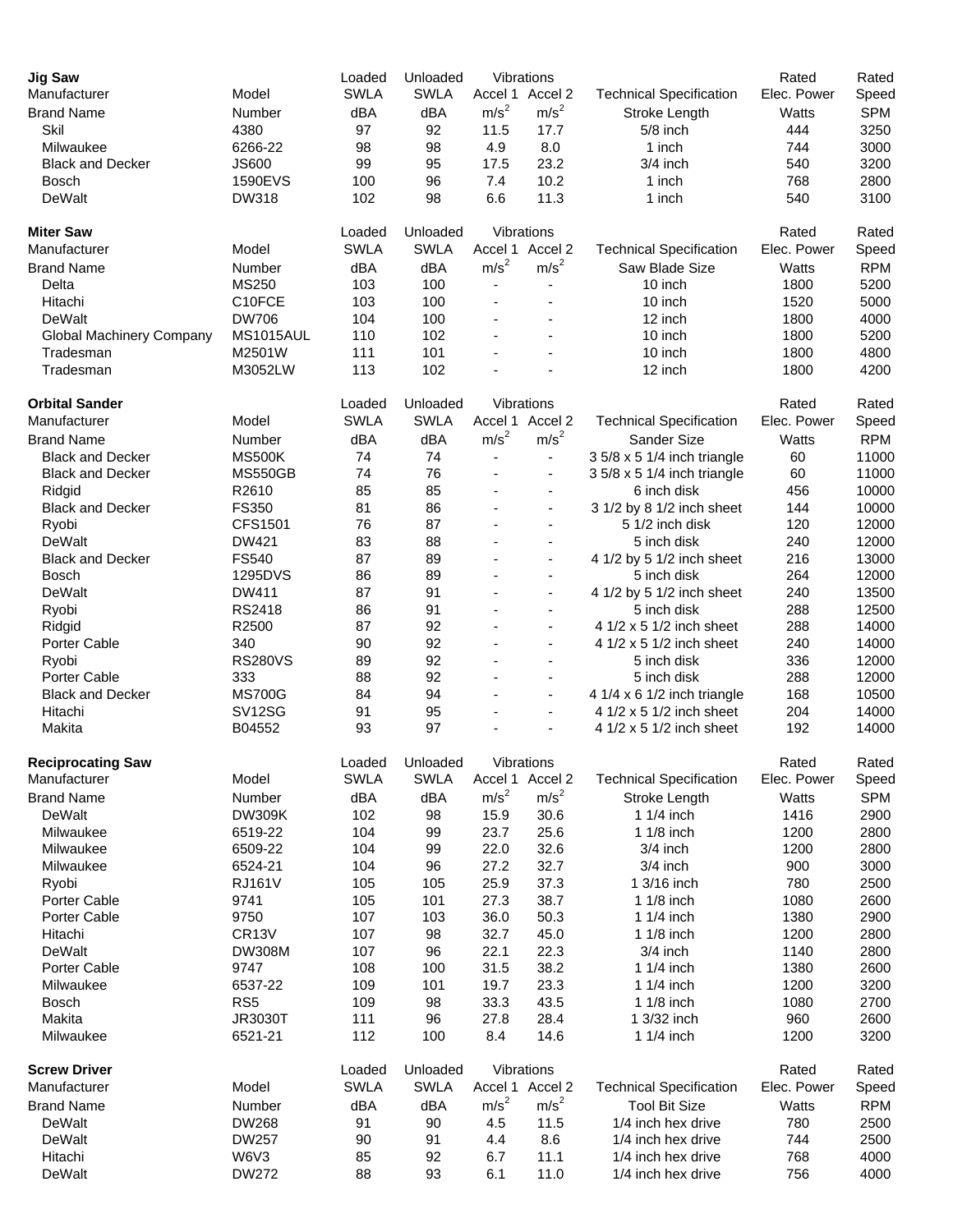| **Jig Saw** | | Loaded | Unloaded | Vibrations | | | Rated | Rated |
|---|---|---|---|---|---|---|---|---|
| Manufacturer | Model | SWLA | SWLA | Accel 1 | Accel 2 | Technical Specification | Elec. Power | Speed |
| Brand Name | Number | dBA | dBA | $m/s^2$ | $m/s^2$ | Stroke Length | Watts | SPM |
| Skil | 4380 | 97 | 92 | 11.5 | 17.7 | 5/8 inch | 444 | 3250 |
| Milwaukee | 6266-22 | 98 | 98 | 4.9 | 8.0 | 1 inch | 744 | 3000 |
| Black and Decker | JS600 | 99 | 95 | 17.5 | 23.2 | 3/4 inch | 540 | 3200 |
| Bosch | 1590EVS | 100 | 96 | 7.4 | 10.2 | 1 inch | 768 | 2800 |
| DeWalt | DW318 | 102 | 98 | 6.6 | 11.3 | 1 inch | 540 | 3100 |

| **Miter Saw** | | Loaded | Unloaded | Vibrations | | | Rated | Rated |
|---|---|---|---|---|---|---|---|---|
| Manufacturer | Model | SWLA | SWLA | Accel 1 | Accel 2 | Technical Specification | Elec. Power | Speed |
| Brand Name | Number | dBA | dBA | $m/s^2$ | $m/s^2$ | Saw Blade Size | Watts | RPM |
| Delta | MS250 | 103 | 100 | - | - | 10 inch | 1800 | 5200 |
| Hitachi | C10FCE | 103 | 100 | - | - | 10 inch | 1520 | 5000 |
| DeWalt | DW706 | 104 | 100 | - | - | 12 inch | 1800 | 4000 |
| Global Machinery Company | MS1015AUL | 110 | 102 | - | - | 10 inch | 1800 | 5200 |
| Tradesman | M2501W | 111 | 101 | - | - | 10 inch | 1800 | 4800 |
| Tradesman | M3052LW | 113 | 102 | - | - | 12 inch | 1800 | 4200 |

| **Orbital Sander** | | Loaded | Unloaded | Vibrations | | | Rated | Rated |
|---|---|---|---|---|---|---|---|---|
| Manufacturer | Model | SWLA | SWLA | Accel 1 | Accel 2 | Technical Specification | Elec. Power | Speed |
| Brand Name | Number | dBA | dBA | $m/s^2$ | $m/s^2$ | Sander Size | Watts | RPM |
| Black and Decker | MS500K | 74 | 74 | - | - | 3 5/8 x 5 1/4 inch triangle | 60 | 11000 |
| Black and Decker | MS550GB | 74 | 76 | - | - | 3 5/8 x 5 1/4 inch triangle | 60 | 11000 |
| Ridgid | R2610 | 85 | 85 | - | - | 6 inch disk | 456 | 10000 |
| Black and Decker | FS350 | 81 | 86 | - | - | 3 1/2 by 8 1/2 inch sheet | 144 | 10000 |
| Ryobi | CFS1501 | 76 | 87 | - | - | 5 1/2 inch disk | 120 | 12000 |
| DeWalt | DW421 | 83 | 88 | - | - | 5 inch disk | 240 | 12000 |
| Black and Decker | FS540 | 87 | 89 | - | - | 4 1/2 by 5 1/2 inch sheet | 216 | 13000 |
| Bosch | 1295DVS | 86 | 89 | - | - | 5 inch disk | 264 | 12000 |
| DeWalt | DW411 | 87 | 91 | - | - | 4 1/2 by 5 1/2 inch sheet | 240 | 13500 |
| Ryobi | RS2418 | 86 | 91 | - | - | 5 inch disk | 288 | 12500 |
| Ridgid | R2500 | 87 | 92 | - | - | 4 1/2 x 5 1/2 inch sheet | 288 | 14000 |
| Porter Cable | 340 | 90 | 92 | - | - | 4 1/2 x 5 1/2 inch sheet | 240 | 14000 |
| Ryobi | RS280VS | 89 | 92 | - | - | 5 inch disk | 336 | 12000 |
| Porter Cable | 333 | 88 | 92 | - | - | 5 inch disk | 288 | 12000 |
| Black and Decker | MS700G | 84 | 94 | - | - | 4 1/4 x 6 1/2 inch triangle | 168 | 10500 |
| Hitachi | SV12SG | 91 | 95 | - | - | 4 1/2 x 5 1/2 inch sheet | 204 | 14000 |
| Makita | B04552 | 93 | 97 | - | - | 4 1/2 x 5 1/2 inch sheet | 192 | 14000 |

| **Reciprocating Saw** | | Loaded | Unloaded | Vibrations | | | Rated | Rated |
|---|---|---|---|---|---|---|---|---|
| Manufacturer | Model | SWLA | SWLA | Accel 1 | Accel 2 | Technical Specification | Elec. Power | Speed |
| Brand Name | Number | dBA | dBA | $m/s^2$ | $m/s^2$ | Stroke Length | Watts | SPM |
| DeWalt | DW309K | 102 | 98 | 15.9 | 30.6 | 1 1/4 inch | 1416 | 2900 |
| Milwaukee | 6519-22 | 104 | 99 | 23.7 | 25.6 | 1 1/8 inch | 1200 | 2800 |
| Milwaukee | 6509-22 | 104 | 99 | 22.0 | 32.6 | 3/4 inch | 1200 | 2800 |
| Milwaukee | 6524-21 | 104 | 96 | 27.2 | 32.7 | 3/4 inch | 900 | 3000 |
| Ryobi | RJ161V | 105 | 105 | 25.9 | 37.3 | 1 3/16 inch | 780 | 2500 |
| Porter Cable | 9741 | 105 | 101 | 27.3 | 38.7 | 1 1/8 inch | 1080 | 2600 |
| Porter Cable | 9750 | 107 | 103 | 36.0 | 50.3 | 1 1/4 inch | 1380 | 2900 |
| Hitachi | CR13V | 107 | 98 | 32.7 | 45.0 | 1 1/8 inch | 1200 | 2800 |
| DeWalt | DW308M | 107 | 96 | 22.1 | 22.3 | 3/4 inch | 1140 | 2800 |
| Porter Cable | 9747 | 108 | 100 | 31.5 | 38.2 | 1 1/4 inch | 1380 | 2600 |
| Milwaukee | 6537-22 | 109 | 101 | 19.7 | 23.3 | 1 1/4 inch | 1200 | 3200 |
| Bosch | RS5 | 109 | 98 | 33.3 | 43.5 | 1 1/8 inch | 1080 | 2700 |
| Makita | JR3030T | 111 | 96 | 27.8 | 28.4 | 1 3/32 inch | 960 | 2600 |
| Milwaukee | 6521-21 | 112 | 100 | 8.4 | 14.6 | 1 1/4 inch | 1200 | 3200 |

| **Screw Driver** | | Loaded | Unloaded | Vibrations | | | Rated | Rated |
|---|---|---|---|---|---|---|---|---|
| Manufacturer | Model | SWLA | SWLA | Accel 1 | Accel 2 | Technical Specification | Elec. Power | Speed |
| Brand Name | Number | dBA | dBA | $m/s^2$ | $m/s^2$ | Tool Bit Size | Watts | RPM |
| DeWalt | DW268 | 91 | 90 | 4.5 | 11.5 | 1/4 inch hex drive | 780 | 2500 |
| DeWalt | DW257 | 90 | 91 | 4.4 | 8.6 | 1/4 inch hex drive | 744 | 2500 |
| Hitachi | W6V3 | 85 | 92 | 6.7 | 11.1 | 1/4 inch hex drive | 768 | 4000 |
| DeWalt | DW272 | 88 | 93 | 6.1 | 11.0 | 1/4 inch hex drive | 756 | 4000 |